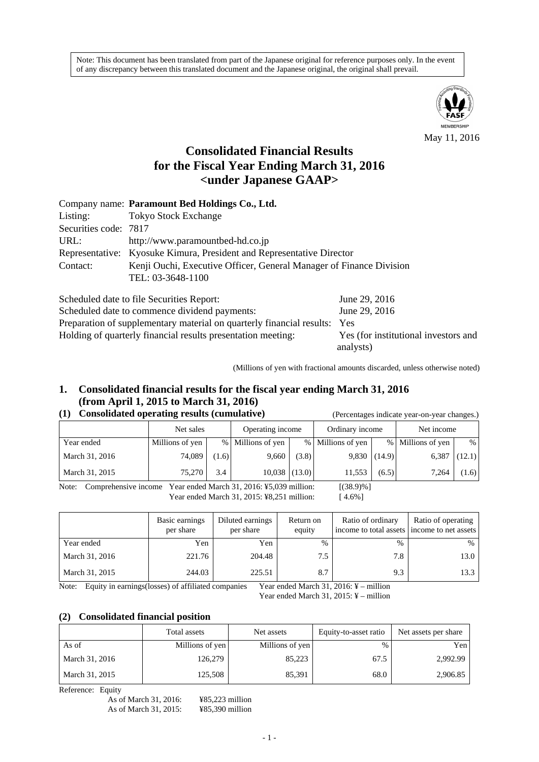Note: This document has been translated from part of the Japanese original for reference purposes only. In the event of any discrepancy between this translated document and the Japanese original, the original shall prevail.

May 11, 2016

# Consolidated Financial Results for the Fiscal Year Ending March 31, 2016 <under Japanese GAAP>

Company name: **Paramount Bed Holdings Co., Ltd.**
Listing: Tokyo Stock Exchange
Securities code: 7817
URL: http://www.paramountbed-hd.co.jp
Representative: Kyosuke Kimura, President and Representative Director
Contact: Kenji Ouchi, Executive Officer, General Manager of Finance Division
TEL: 03-3648-1100

Scheduled date to file Securities Report: June 29, 2016
Scheduled date to commence dividend payments: June 29, 2016
Preparation of supplementary material on quarterly financial results: Yes
Holding of quarterly financial results presentation meeting: Yes (for institutional investors and analysts)

(Millions of yen with fractional amounts discarded, unless otherwise noted)

## 1. Consolidated financial results for the fiscal year ending March 31, 2016 (from April 1, 2015 to March 31, 2016)

### (1) Consolidated operating results (cumulative)

(Percentages indicate year-on-year changes.)

| | Net sales | | Operating income | | Ordinary income | | Net income | |
|---|---|---|---|---|---|---|---|---|
| Year ended | Millions of yen | % | Millions of yen | % | Millions of yen | % | Millions of yen | % |
| March 31, 2016 | 74,089 | (1.6) | 9,660 | (3.8) | 9,830 | (14.9) | 6,387 | (12.1) |
| March 31, 2015 | 75,270 | 3.4 | 10,038 | (13.0) | 11,553 | (6.5) | 7,264 | (1.6) |

Note: Comprehensive income Year ended March 31, 2016: ¥5,039 million: [(38.9)%]
Year ended March 31, 2015: ¥8,251 million: [ 4.6%]

| | Basic earnings per share | Diluted earnings per share | Return on equity | Ratio of ordinary income to total assets | Ratio of operating income to net assets |
|---|---|---|---|---|---|
| Year ended | Yen | Yen | % | % | % |
| March 31, 2016 | 221.76 | 204.48 | 7.5 | 7.8 | 13.0 |
| March 31, 2015 | 244.03 | 225.51 | 8.7 | 9.3 | 13.3 |

Note: Equity in earnings(losses) of affiliated companies Year ended March 31, 2016: ¥ – million
Year ended March 31, 2015: ¥ – million

### (2) Consolidated financial position

| | Total assets | Net assets | Equity-to-asset ratio | Net assets per share |
|---|---|---|---|---|
| As of | Millions of yen | Millions of yen | % | Yen |
| March 31, 2016 | 126,279 | 85,223 | 67.5 | 2,992.99 |
| March 31, 2015 | 125,508 | 85,391 | 68.0 | 2,906.85 |

Reference: Equity
As of March 31, 2016: ¥85,223 million
As of March 31, 2015: ¥85,390 million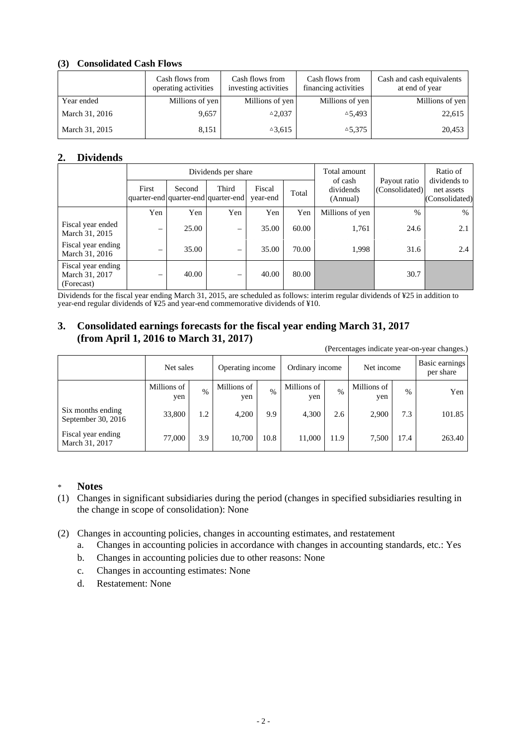### (3) Consolidated Cash Flows

| | Cash flows from operating activities | Cash flows from investing activities | Cash flows from financing activities | Cash and cash equivalents at end of year |
|---|---|---|---|---|
| Year ended | Millions of yen | Millions of yen | Millions of yen | Millions of yen |
| March 31, 2016 | 9,657 | △2,037 | △5,493 | 22,615 |
| March 31, 2015 | 8,151 | △3,615 | △5,375 | 20,453 |

## 2. Dividends

| | Dividends per share | | | | | Total amount of cash dividends (Annual) | Payout ratio (Consolidated) | Ratio of dividends to net assets (Consolidated) |
|---|---|---|---|---|---|---|---|---|
| | First quarter-end | Second quarter-end | Third quarter-end | Fiscal year-end | Total | | | |
| | Yen | Yen | Yen | Yen | Yen | Millions of yen | % | % |
| Fiscal year ended March 31, 2015 | – | 25.00 | – | 35.00 | 60.00 | 1,761 | 24.6 | 2.1 |
| Fiscal year ending March 31, 2016 | – | 35.00 | – | 35.00 | 70.00 | 1,998 | 31.6 | 2.4 |
| Fiscal year ending March 31, 2017 (Forecast) | – | 40.00 | – | 40.00 | 80.00 | | 30.7 | |

Dividends for the fiscal year ending March 31, 2015, are scheduled as follows: interim regular dividends of ¥25 in addition to year-end regular dividends of ¥25 and year-end commemorative dividends of ¥10.

## 3. Consolidated earnings forecasts for the fiscal year ending March 31, 2017 (from April 1, 2016 to March 31, 2017)

(Percentages indicate year-on-year changes.)

| | Net sales | | Operating income | | Ordinary income | | Net income | | Basic earnings per share |
|---|---|---|---|---|---|---|---|---|---|
| | Millions of yen | % | Millions of yen | % | Millions of yen | % | Millions of yen | % | Yen |
| Six months ending September 30, 2016 | 33,800 | 1.2 | 4,200 | 9.9 | 4,300 | 2.6 | 2,900 | 7.3 | 101.85 |
| Fiscal year ending March 31, 2017 | 77,000 | 3.9 | 10,700 | 10.8 | 11,000 | 11.9 | 7,500 | 17.4 | 263.40 |

\* **Notes**

(1) Changes in significant subsidiaries during the period (changes in specified subsidiaries resulting in the change in scope of consolidation): None

(2) Changes in accounting policies, changes in accounting estimates, and restatement
   a. Changes in accounting policies in accordance with changes in accounting standards, etc.: Yes
   b. Changes in accounting policies due to other reasons: None
   c. Changes in accounting estimates: None
   d. Restatement: None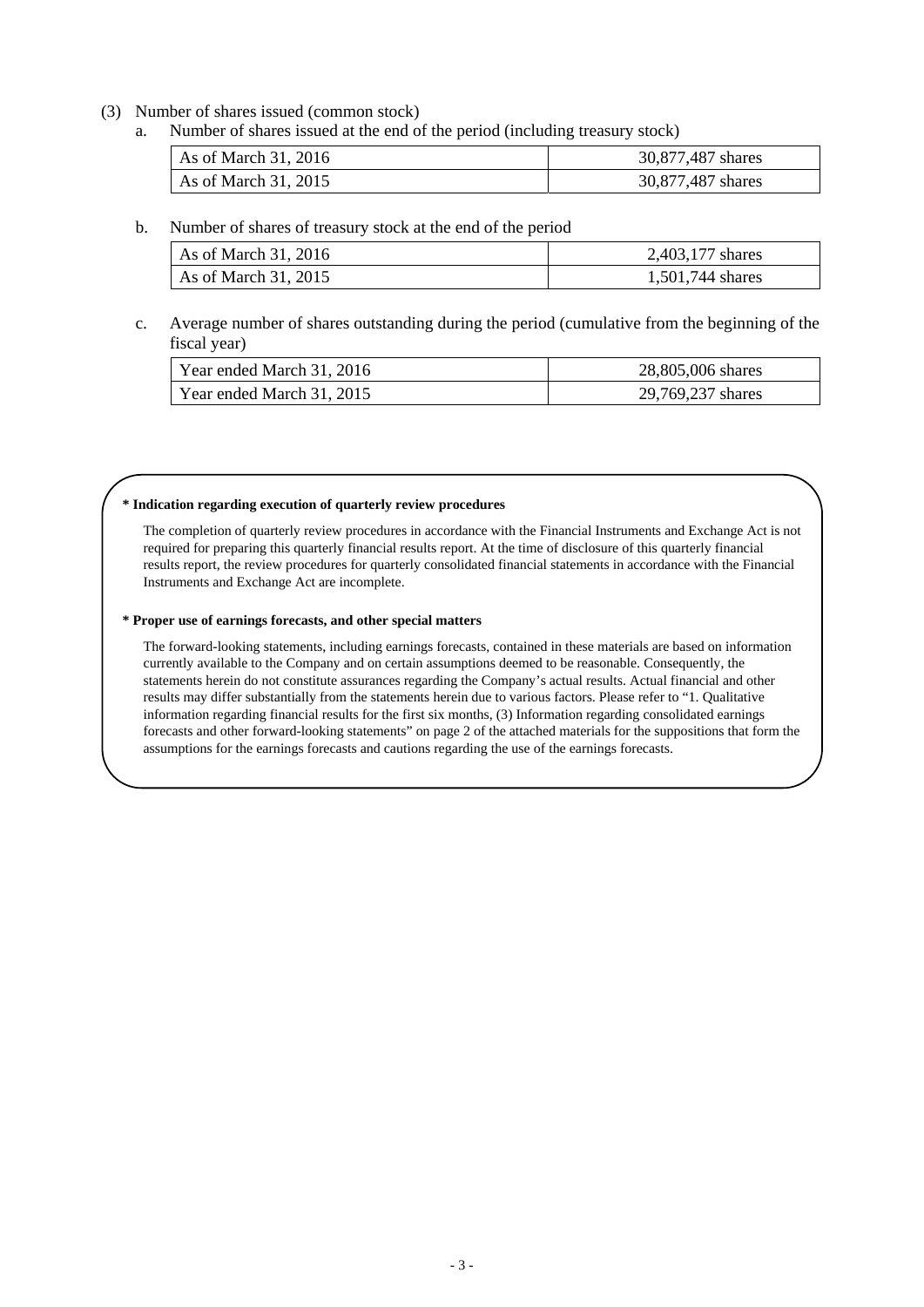(3) Number of shares issued (common stock)

a. Number of shares issued at the end of the period (including treasury stock)

| | |
|---|---|
| As of March 31, 2016 | 30,877,487 shares |
| As of March 31, 2015 | 30,877,487 shares |

b. Number of shares of treasury stock at the end of the period

| | |
|---|---|
| As of March 31, 2016 | 2,403,177 shares |
| As of March 31, 2015 | 1,501,744 shares |

c. Average number of shares outstanding during the period (cumulative from the beginning of the fiscal year)

| | |
|---|---|
| Year ended March 31, 2016 | 28,805,006 shares |
| Year ended March 31, 2015 | 29,769,237 shares |

**\* Indication regarding execution of quarterly review procedures**

The completion of quarterly review procedures in accordance with the Financial Instruments and Exchange Act is not required for preparing this quarterly financial results report. At the time of disclosure of this quarterly financial results report, the review procedures for quarterly consolidated financial statements in accordance with the Financial Instruments and Exchange Act are incomplete.

**\* Proper use of earnings forecasts, and other special matters**

The forward-looking statements, including earnings forecasts, contained in these materials are based on information currently available to the Company and on certain assumptions deemed to be reasonable. Consequently, the statements herein do not constitute assurances regarding the Company's actual results. Actual financial and other results may differ substantially from the statements herein due to various factors. Please refer to "1. Qualitative information regarding financial results for the first six months, (3) Information regarding consolidated earnings forecasts and other forward-looking statements" on page 2 of the attached materials for the suppositions that form the assumptions for the earnings forecasts and cautions regarding the use of the earnings forecasts.